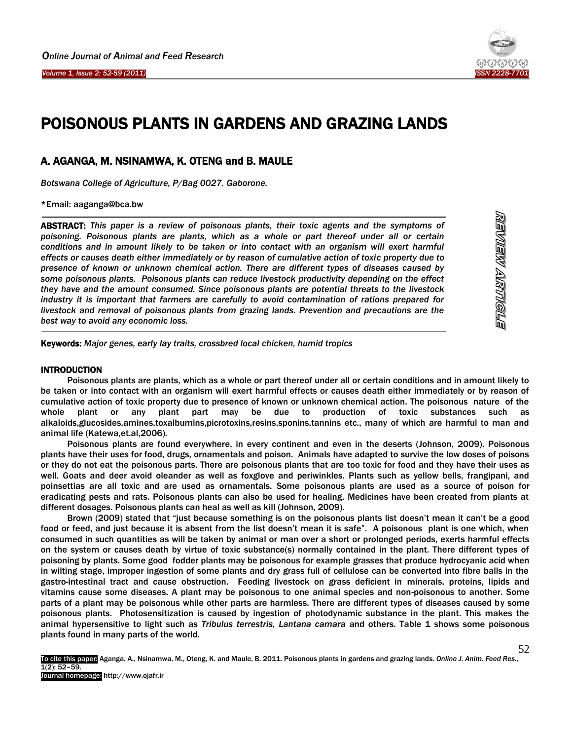# POISONOUS PLANTS IN GARDENS AND GRAZING LANDS

## A. AGANGA, M. NSINAMWA, K. OTENG and B. MAULE

*Botswana College of Agriculture, P/Bag 0027. Gaborone.*

*Email: aaganga@bca.bw

**ABSTRACT:** *This paper is a review of poisonous plants, their toxic agents and the symptoms of poisoning. Poisonous plants are plants, which as a whole or part thereof under all or certain conditions and in amount likely to be taken or into contact with an organism will exert harmful effects or causes death either immediately or by reason of cumulative action of toxic property due to presence of known or unknown chemical action. There are different types of diseases caused by some poisonous plants. Poisonous plants can reduce livestock productivity depending on the effect they have and the amount consumed. Since poisonous plants are potential threats to the livestock industry it is important that farmers are carefully to avoid contamination of rations prepared for livestock and removal of poisonous plants from grazing lands. Prevention and precautions are the best way to avoid any economic loss.*

REVIEW ARTICLE

**Keywords:** *Major genes, early lay traits, crossbred local chicken, humid tropics*

## INTRODUCTION

Poisonous plants are plants, which as a whole or part thereof under all or certain conditions and in amount likely to be taken or into contact with an organism will exert harmful effects or causes death either immediately or by reason of cumulative action of toxic property due to presence of known or unknown chemical action. The poisonous nature of the whole plant or any plant part may be due to production of toxic substances such as alkaloids,glucosides,amines,toxalbumins,picrotoxins,resins,sponins,tannins etc., many of which are harmful to man and animal life (Katewa,et.al,2006).

Poisonous plants are found everywhere, in every continent and even in the deserts (Johnson, 2009). Poisonous plants have their uses for food, drugs, ornamentals and poison. Animals have adapted to survive the low doses of poisons or they do not eat the poisonous parts. There are poisonous plants that are too toxic for food and they have their uses as well. Goats and deer avoid oleander as well as foxglove and periwinkles. Plants such as yellow bells, frangipani, and poinsettias are all toxic and are used as ornamentals. Some poisonous plants are used as a source of poison for eradicating pests and rats. Poisonous plants can also be used for healing. Medicines have been created from plants at different dosages. Poisonous plants can heal as well as kill (Johnson, 2009).

Brown (2009) stated that "just because something is on the poisonous plants list doesn't mean it can't be a good food or feed, and just because it is absent from the list doesn't mean it is safe". A poisonous plant is one which, when consumed in such quantities as will be taken by animal or man over a short or prolonged periods, exerts harmful effects on the system or causes death by virtue of toxic substance(s) normally contained in the plant. There different types of poisoning by plants. Some good fodder plants may be poisonous for example grasses that produce hydrocyanic acid when in wilting stage, improper ingestion of some plants and dry grass full of cellulose can be converted into fibre balls in the gastro-intestinal tract and cause obstruction. Feeding livestock on grass deficient in minerals, proteins, lipids and vitamins cause some diseases. A plant may be poisonous to one animal species and non-poisonous to another. Some parts of a plant may be poisonous while other parts are harmless. There are different types of diseases caused by some poisonous plants. Photosensitization is caused by ingestion of photodynamic substance in the plant. This makes the animal hypersensitive to light such as *Tribulus terrestris, Lantana camara* and others. Table 1 shows some poisonous plants found in many parts of the world.

To cite this paper: Aganga, A., Nsinamwa, M., Oteng, K. and Maule, B. 2011. Poisonous plants in gardens and grazing lands. *Online J. Anim. Feed Res.*, 1(2): 52–59.
Journal homepage: http://www.ojafr.ir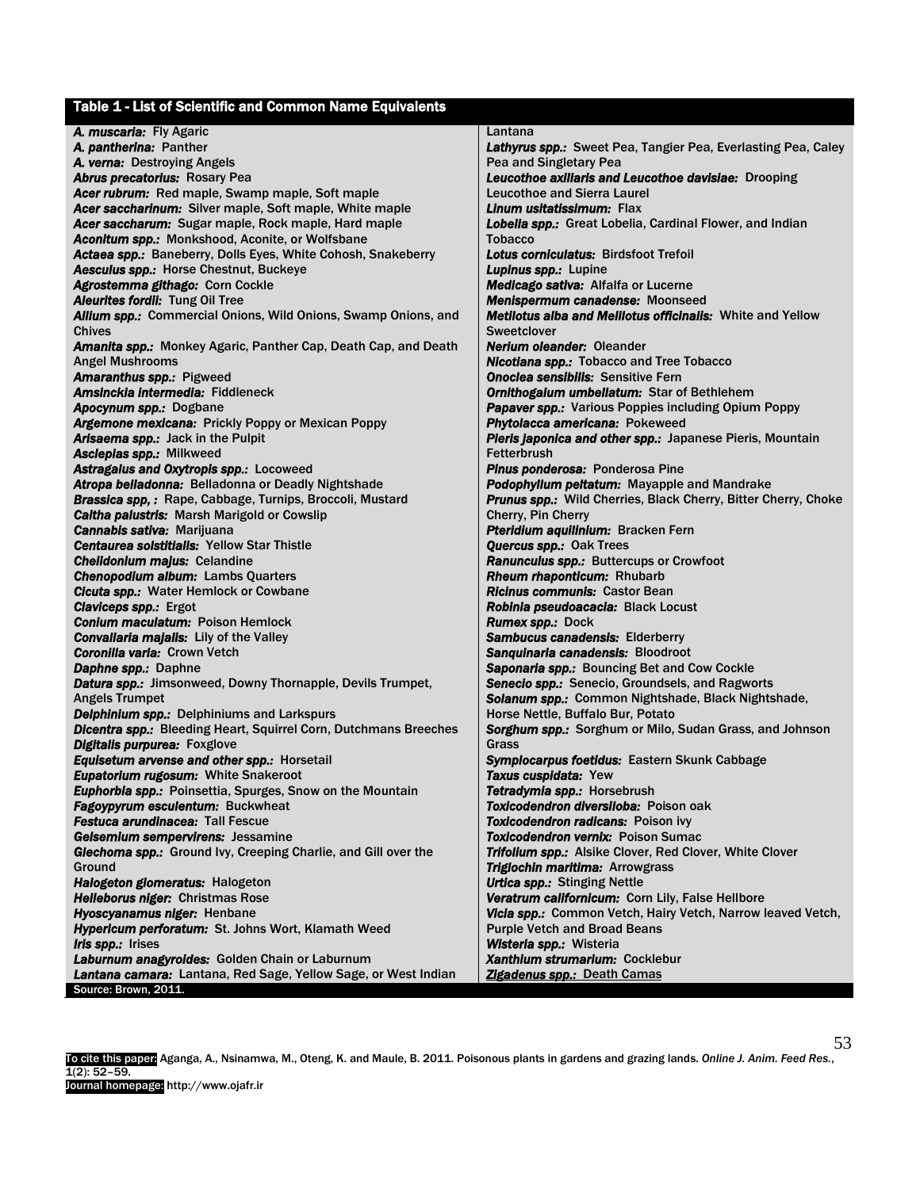**Table 1 - List of Scientific and Common Name Equivalents**

| Scientific name | Common name(s) |
|---|---|
| *A. muscaria:* | Fly Agaric |
| *A. pantherina:* | Panther |
| *A. verna:* | Destroying Angels |
| *Abrus precatorius:* | Rosary Pea |
| *Acer rubrum:* | Red maple, Swamp maple, Soft maple |
| *Acer saccharinum:* | Silver maple, Soft maple, White maple |
| *Acer saccharum:* | Sugar maple, Rock maple, Hard maple |
| *Aconitum spp.:* | Monkshood, Aconite, or Wolfsbane |
| *Actaea spp.:* | Baneberry, Dolls Eyes, White Cohosh, Snakeberry |
| *Aesculus spp.:* | Horse Chestnut, Buckeye |
| *Agrostemma githago:* | Corn Cockle |
| *Aleurites fordii:* | Tung Oil Tree |
| *Allium spp.:* | Commercial Onions, Wild Onions, Swamp Onions, and Chives |
| *Amanita spp.:* | Monkey Agaric, Panther Cap, Death Cap, and Death Angel Mushrooms |
| *Amaranthus spp.:* | Pigweed |
| *Amsinckia intermedia:* | Fiddleneck |
| *Apocynum spp.:* | Dogbane |
| *Argemone mexicana:* | Prickly Poppy or Mexican Poppy |
| *Arisaema spp.:* | Jack in the Pulpit |
| *Asclepias spp.:* | Milkweed |
| *Astragalus and Oxytropis spp.:* | Locoweed |
| *Atropa belladonna:* | Belladonna or Deadly Nightshade |
| *Brassica spp, :* | Rape, Cabbage, Turnips, Broccoli, Mustard |
| *Caltha palustris:* | Marsh Marigold or Cowslip |
| *Cannabis sativa:* | Marijuana |
| *Centaurea solstitialis:* | Yellow Star Thistle |
| *Chelidonium majus:* | Celandine |
| *Chenopodium album:* | Lambs Quarters |
| *Cicuta spp.:* | Water Hemlock or Cowbane |
| *Claviceps spp.:* | Ergot |
| *Conium maculatum:* | Poison Hemlock |
| *Convallaria majalis:* | Lily of the Valley |
| *Coronilla varia:* | Crown Vetch |
| *Daphne spp.:* | Daphne |
| *Datura spp.:* | Jimsonweed, Downy Thornapple, Devils Trumpet, Angels Trumpet |
| *Delphinium spp.:* | Delphiniums and Larkspurs |
| *Dicentra spp.:* | Bleeding Heart, Squirrel Corn, Dutchmans Breeches |
| *Digitalis purpurea:* | Foxglove |
| *Equisetum arvense and other spp.:* | Horsetail |
| *Eupatorium rugosum:* | White Snakeroot |
| *Euphorbia spp.:* | Poinsettia, Spurges, Snow on the Mountain |
| *Fagoypyrum esculentum:* | Buckwheat |
| *Festuca arundinacea:* | Tall Fescue |
| *Gelsemium sempervirens:* | Jessamine |
| *Glechoma spp.:* | Ground Ivy, Creeping Charlie, and Gill over the Ground |
| *Halogeton glomeratus:* | Halogeton |
| *Helleborus niger:* | Christmas Rose |
| *Hyoscyanamus niger:* | Henbane |
| *Hypericum perforatum:* | St. Johns Wort, Klamath Weed |
| *Iris spp.:* | Irises |
| *Laburnum anagyroides:* | Golden Chain or Laburnum |
| *Lantana camara:* | Lantana, Red Sage, Yellow Sage, or West Indian Lantana |
| *Lathyrus spp.:* | Sweet Pea, Tangier Pea, Everlasting Pea, Caley Pea and Singletary Pea |
| *Leucothoe axillaris and Leucothoe davisiae:* | Drooping Leucothoe and Sierra Laurel |
| *Linum usitatissimum:* | Flax |
| *Lobelia spp.:* | Great Lobelia, Cardinal Flower, and Indian Tobacco |
| *Lotus corniculatus:* | Birdsfoot Trefoil |
| *Lupinus spp.:* | Lupine |
| *Medicago sativa:* | Alfalfa or Lucerne |
| *Menispermum canadense:* | Moonseed |
| *Melilotus alba and Melilotus officinalis:* | White and Yellow Sweetclover |
| *Nerium oleander:* | Oleander |
| *Nicotiana spp.:* | Tobacco and Tree Tobacco |
| *Onoclea sensibilis:* | Sensitive Fern |
| *Ornithogalum umbellatum:* | Star of Bethlehem |
| *Papaver spp.:* | Various Poppies including Opium Poppy |
| *Phytolacca americana:* | Pokeweed |
| *Pieris japonica and other spp.:* | Japanese Pieris, Mountain Fetterbrush |
| *Pinus ponderosa:* | Ponderosa Pine |
| *Podophyllum peltatum:* | Mayapple and Mandrake |
| *Prunus spp.:* | Wild Cherries, Black Cherry, Bitter Cherry, Choke Cherry, Pin Cherry |
| *Pteridium aquilinium:* | Bracken Fern |
| *Quercus spp.:* | Oak Trees |
| *Ranunculus spp.:* | Buttercups or Crowfoot |
| *Rheum rhaponticum:* | Rhubarb |
| *Ricinus communis:* | Castor Bean |
| *Robinia pseudoacacia:* | Black Locust |
| *Rumex spp.:* | Dock |
| *Sambucus canadensis:* | Elderberry |
| *Sanquinaria canadensis:* | Bloodroot |
| *Saponaria spp.:* | Bouncing Bet and Cow Cockle |
| *Senecio spp.:* | Senecio, Groundsels, and Ragworts |
| *Solanum spp.:* | Common Nightshade, Black Nightshade, Horse Nettle, Buffalo Bur, Potato |
| *Sorghum spp.:* | Sorghum or Milo, Sudan Grass, and Johnson Grass |
| *Symplocarpus foetidus:* | Eastern Skunk Cabbage |
| *Taxus cuspidata:* | Yew |
| *Tetradymia spp.:* | Horsebrush |
| *Toxicodendron diversiloba:* | Poison oak |
| *Toxicodendron radicans:* | Poison ivy |
| *Toxicodendron vernix:* | Poison Sumac |
| *Trifolium spp.:* | Alsike Clover, Red Clover, White Clover |
| *Triglochin maritima:* | Arrowgrass |
| *Urtica spp.:* | Stinging Nettle |
| *Veratrum californicum:* | Corn Lily, False Hellbore |
| *Vicia spp.:* | Common Vetch, Hairy Vetch, Narrow leaved Vetch, Purple Vetch and Broad Beans |
| *Wisteria spp.:* | Wisteria |
| *Xanthium strumarium:* | Cocklebur |
| *Zigadenus spp.:* | Death Camas |

Source: Brown, 2011.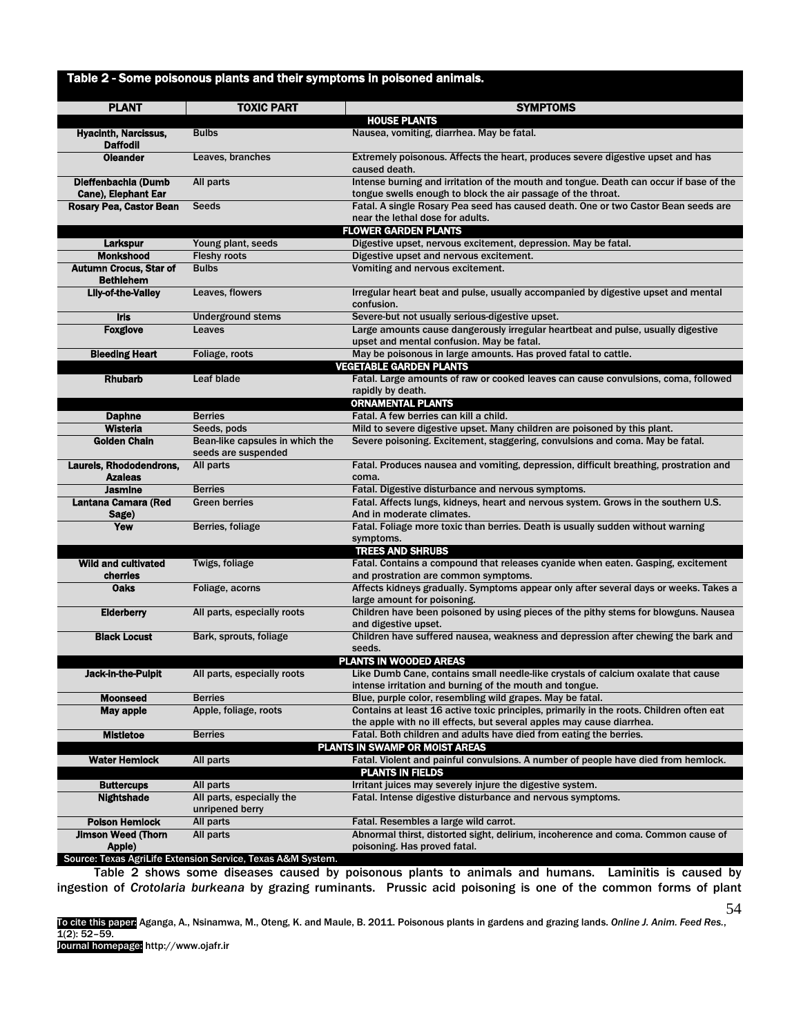**Table 2 - Some poisonous plants and their symptoms in poisoned animals.**

| PLANT | TOXIC PART | SYMPTOMS |
|---|---|---|
| | | **HOUSE PLANTS** |
| **Hyacinth, Narcissus, Daffodil** | Bulbs | Nausea, vomiting, diarrhea. May be fatal. |
| **Oleander** | Leaves, branches | Extremely poisonous. Affects the heart, produces severe digestive upset and has caused death. |
| **Dieffenbachia (Dumb Cane), Elephant Ear** | All parts | Intense burning and irritation of the mouth and tongue. Death can occur if base of the tongue swells enough to block the air passage of the throat. |
| **Rosary Pea, Castor Bean** | Seeds | Fatal. A single Rosary Pea seed has caused death. One or two Castor Bean seeds are near the lethal dose for adults. |
| | | **FLOWER GARDEN PLANTS** |
| **Larkspur** | Young plant, seeds | Digestive upset, nervous excitement, depression. May be fatal. |
| **Monkshood** | Fleshy roots | Digestive upset and nervous excitement. |
| **Autumn Crocus, Star of Bethlehem** | Bulbs | Vomiting and nervous excitement. |
| **Lily-of-the-Valley** | Leaves, flowers | Irregular heart beat and pulse, usually accompanied by digestive upset and mental confusion. |
| **Iris** | Underground stems | Severe-but not usually serious-digestive upset. |
| **Foxglove** | Leaves | Large amounts cause dangerously irregular heartbeat and pulse, usually digestive upset and mental confusion. May be fatal. |
| **Bleeding Heart** | Foliage, roots | May be poisonous in large amounts. Has proved fatal to cattle. |
| | | **VEGETABLE GARDEN PLANTS** |
| **Rhubarb** | Leaf blade | Fatal. Large amounts of raw or cooked leaves can cause convulsions, coma, followed rapidly by death. |
| | | **ORNAMENTAL PLANTS** |
| **Daphne** | Berries | Fatal. A few berries can kill a child. |
| **Wisteria** | Seeds, pods | Mild to severe digestive upset. Many children are poisoned by this plant. |
| **Golden Chain** | Bean-like capsules in which the seeds are suspended | Severe poisoning. Excitement, staggering, convulsions and coma. May be fatal. |
| **Laurels, Rhododendrons, Azaleas** | All parts | Fatal. Produces nausea and vomiting, depression, difficult breathing, prostration and coma. |
| **Jasmine** | Berries | Fatal. Digestive disturbance and nervous symptoms. |
| **Lantana Camara (Red Sage)** | Green berries | Fatal. Affects lungs, kidneys, heart and nervous system. Grows in the southern U.S. And in moderate climates. |
| **Yew** | Berries, foliage | Fatal. Foliage more toxic than berries. Death is usually sudden without warning symptoms. |
| | | **TREES AND SHRUBS** |
| **Wild and cultivated cherries** | Twigs, foliage | Fatal. Contains a compound that releases cyanide when eaten. Gasping, excitement and prostration are common symptoms. |
| **Oaks** | Foliage, acorns | Affects kidneys gradually. Symptoms appear only after several days or weeks. Takes a large amount for poisoning. |
| **Elderberry** | All parts, especially roots | Children have been poisoned by using pieces of the pithy stems for blowguns. Nausea and digestive upset. |
| **Black Locust** | Bark, sprouts, foliage | Children have suffered nausea, weakness and depression after chewing the bark and seeds. |
| | | **PLANTS IN WOODED AREAS** |
| **Jack-in-the-Pulpit** | All parts, especially roots | Like Dumb Cane, contains small needle-like crystals of calcium oxalate that cause intense irritation and burning of the mouth and tongue. |
| **Moonseed** | Berries | Blue, purple color, resembling wild grapes. May be fatal. |
| **May apple** | Apple, foliage, roots | Contains at least 16 active toxic principles, primarily in the roots. Children often eat the apple with no ill effects, but several apples may cause diarrhea. |
| **Mistletoe** | Berries | Fatal. Both children and adults have died from eating the berries. |
| | | **PLANTS IN SWAMP OR MOIST AREAS** |
| **Water Hemlock** | All parts | Fatal. Violent and painful convulsions. A number of people have died from hemlock. |
| | | **PLANTS IN FIELDS** |
| **Buttercups** | All parts | Irritant juices may severely injure the digestive system. |
| **Nightshade** | All parts, especially the unripened berry | Fatal. Intense digestive disturbance and nervous symptoms. |
| **Poison Hemlock** | All parts | Fatal. Resembles a large wild carrot. |
| **Jimson Weed (Thorn Apple)** | All parts | Abnormal thirst, distorted sight, delirium, incoherence and coma. Common cause of poisoning. Has proved fatal. |

Source: Texas AgriLife Extension Service, Texas A&M System.

Table 2 shows some diseases caused by poisonous plants to animals and humans. Laminitis is caused by ingestion of *Crotolaria burkeana* by grazing ruminants. Prussic acid poisoning is one of the common forms of plant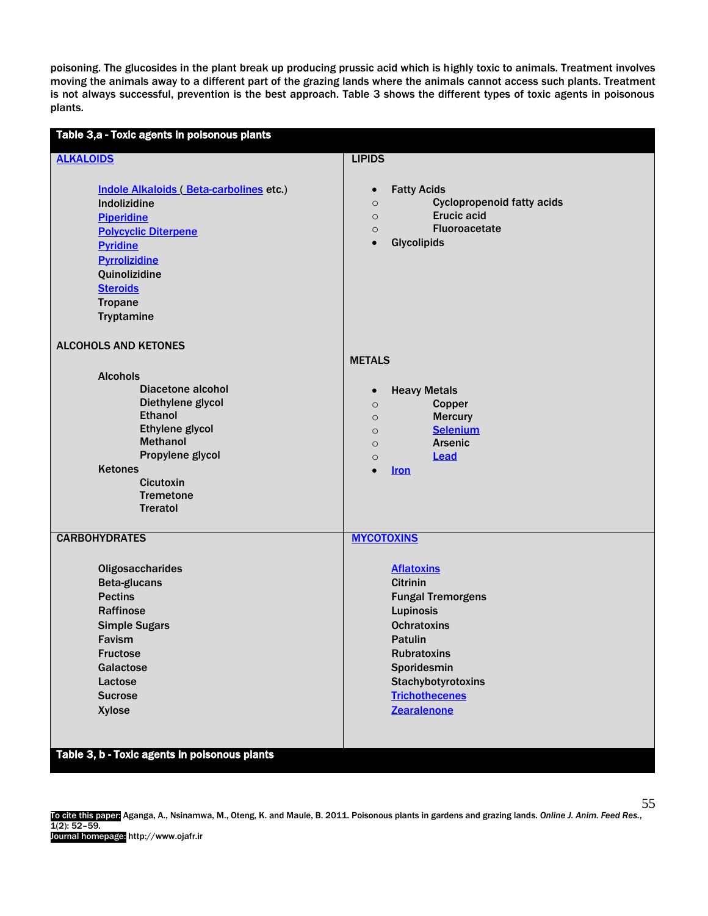poisoning. The glucosides in the plant break up producing prussic acid which is highly toxic to animals. Treatment involves moving the animals away to a different part of the grazing lands where the animals cannot access such plants. Treatment is not always successful, prevention is the best approach. Table 3 shows the different types of toxic agents in poisonous plants.

**Table 3,a - Toxic agents in poisonous plants**

| | |
|---|---|
| **ALKALOIDS**<br><br>Indole Alkaloids ( Beta-carbolines etc.)<br>Indolizidine<br>Piperidine<br>Polycyclic Diterpene<br>Pyridine<br>Pyrrolizidine<br>Quinolizidine<br>Steroids<br>Tropane<br>Tryptamine<br><br>**ALCOHOLS AND KETONES**<br><br>Alcohols<br>- Diacetone alcohol<br>- Diethylene glycol<br>- Ethanol<br>- Ethylene glycol<br>- Methanol<br>- Propylene glycol<br><br>Ketones<br>- Cicutoxin<br>- Tremetone<br>- Treratol | **LIPIDS**<br><br>• Fatty Acids<br>○ Cyclopropenoid fatty acids<br>○ Erucic acid<br>○ Fluoroacetate<br>• Glycolipids<br><br>**METALS**<br><br>• Heavy Metals<br>○ Copper<br>○ Mercury<br>○ Selenium<br>○ Arsenic<br>○ Lead<br>• Iron |
| **CARBOHYDRATES**<br><br>Oligosaccharides<br>Beta-glucans<br>Pectins<br>Raffinose<br>Simple Sugars<br>Favism<br>Fructose<br>Galactose<br>Lactose<br>Sucrose<br>Xylose | **MYCOTOXINS**<br><br>Aflatoxins<br>Citrinin<br>Fungal Tremorgens<br>Lupinosis<br>Ochratoxins<br>Patulin<br>Rubratoxins<br>Sporidesmin<br>Stachybotyrotoxins<br>Trichothecenes<br>Zearalenone |

**Table 3, b - Toxic agents in poisonous plants**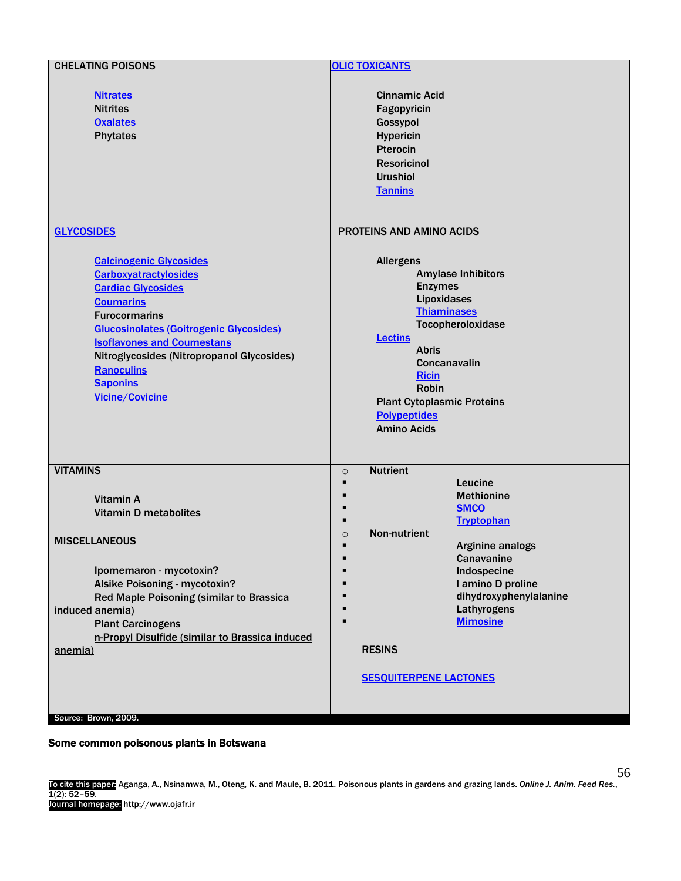| CHELATING POISONS | OLIC TOXICANTS |
|---|---|
| Nitrates<br>Nitrites<br>Oxalates<br>Phytates | Cinnamic Acid<br>Fagopyricin<br>Gossypol<br>Hypericin<br>Pterocin<br>Resoricinol<br>Urushiol<br>Tannins |
| **GLYCOSIDES** | **PROTEINS AND AMINO ACIDS** |
| Calcinogenic Glycosides<br>Carboxyatractylosides<br>Cardiac Glycosides<br>Coumarins<br>Furocormarins<br>Glucosinolates (Goitrogenic Glycosides)<br>Isoflavones and Coumestans<br>Nitroglycosides (Nitropropanol Glycosides)<br>Ranoculins<br>Saponins<br>Vicine/Covicine | Allergens<br>Amylase Inhibitors<br>Enzymes<br>Lipoxidases<br>Thiaminases<br>Tocopheroloxidase<br>Lectins<br>Abris<br>Concanavalin<br>Ricin<br>Robin<br>Plant Cytoplasmic Proteins<br>Polypeptides<br>Amino Acids |
| **VITAMINS**<br><br>Vitamin A<br>Vitamin D metabolites<br><br>**MISCELLANEOUS**<br><br>Ipomemaron - mycotoxin?<br>Alsike Poisoning - mycotoxin?<br>Red Maple Poisoning (similar to Brassica induced anemia)<br>Plant Carcinogens<br>n-Propyl Disulfide (similar to Brassica induced anemia) | ○ Nutrient<br>▪ Leucine<br>▪ Methionine<br>▪ SMCO<br>▪ Tryptophan<br>○ Non-nutrient<br>▪ Arginine analogs<br>▪ Canavanine<br>▪ Indospecine<br>▪ l amino D proline<br>▪ dihydroxyphenylalanine<br>▪ Lathyrogens<br>▪ Mimosine<br><br>**RESINS**<br><br>**SESQUITERPENE LACTONES** |

Source: Brown, 2009.

**Some common poisonous plants in Botswana**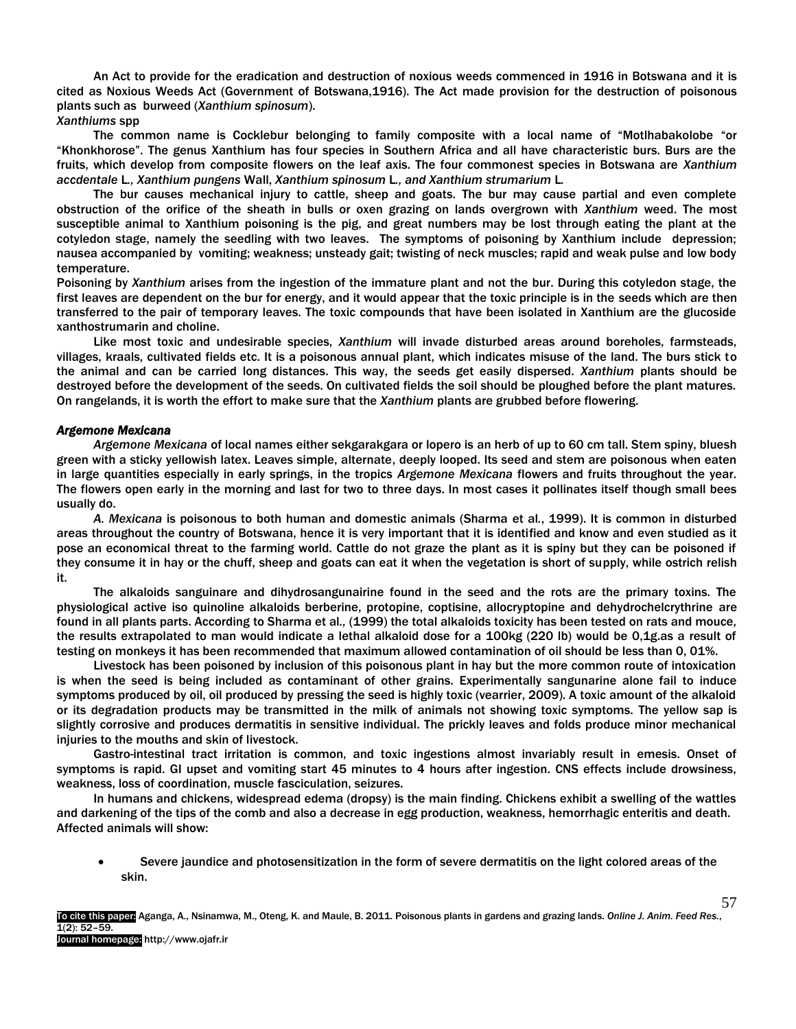An Act to provide for the eradication and destruction of noxious weeds commenced in 1916 in Botswana and it is cited as Noxious Weeds Act (Government of Botswana,1916). The Act made provision for the destruction of poisonous plants such as burweed (*Xanthium spinosum*).

*Xanthiums* spp

The common name is Cocklebur belonging to family composite with a local name of "Motlhabakolobe "or "Khonkhorose". The genus Xanthium has four species in Southern Africa and all have characteristic burs. Burs are the fruits, which develop from composite flowers on the leaf axis. The four commonest species in Botswana are *Xanthium accdentale* L., *Xanthium pungens* Wall, *Xanthium spinosum* L., *and Xanthium strumarium* L.

The bur causes mechanical injury to cattle, sheep and goats. The bur may cause partial and even complete obstruction of the orifice of the sheath in bulls or oxen grazing on lands overgrown with *Xanthium* weed. The most susceptible animal to Xanthium poisoning is the pig, and great numbers may be lost through eating the plant at the cotyledon stage, namely the seedling with two leaves. The symptoms of poisoning by Xanthium include depression; nausea accompanied by vomiting; weakness; unsteady gait; twisting of neck muscles; rapid and weak pulse and low body temperature.

Poisoning by *Xanthium* arises from the ingestion of the immature plant and not the bur. During this cotyledon stage, the first leaves are dependent on the bur for energy, and it would appear that the toxic principle is in the seeds which are then transferred to the pair of temporary leaves. The toxic compounds that have been isolated in Xanthium are the glucoside xanthostrumarin and choline.

Like most toxic and undesirable species, *Xanthium* will invade disturbed areas around boreholes, farmsteads, villages, kraals, cultivated fields etc. It is a poisonous annual plant, which indicates misuse of the land. The burs stick to the animal and can be carried long distances. This way, the seeds get easily dispersed. *Xanthium* plants should be destroyed before the development of the seeds. On cultivated fields the soil should be ploughed before the plant matures. On rangelands, it is worth the effort to make sure that the *Xanthium* plants are grubbed before flowering.

### *Argemone Mexicana*

*Argemone Mexicana* of local names either sekgarakgara or lopero is an herb of up to 60 cm tall. Stem spiny, bluesh green with a sticky yellowish latex. Leaves simple, alternate, deeply looped. Its seed and stem are poisonous when eaten in large quantities especially in early springs, in the tropics *Argemone Mexicana* flowers and fruits throughout the year. The flowers open early in the morning and last for two to three days. In most cases it pollinates itself though small bees usually do.

*A. Mexicana* is poisonous to both human and domestic animals (Sharma et al., 1999). It is common in disturbed areas throughout the country of Botswana, hence it is very important that it is identified and know and even studied as it pose an economical threat to the farming world. Cattle do not graze the plant as it is spiny but they can be poisoned if they consume it in hay or the chuff, sheep and goats can eat it when the vegetation is short of supply, while ostrich relish it.

The alkaloids sanguinare and dihydrosangunairine found in the seed and the rots are the primary toxins. The physiological active iso quinoline alkaloids berberine, protopine, coptisine, allocryptopine and dehydrochelcrythrine are found in all plants parts. According to Sharma et al., (1999) the total alkaloids toxicity has been tested on rats and mouce, the results extrapolated to man would indicate a lethal alkaloid dose for a 100kg (220 lb) would be 0,1g.as a result of testing on monkeys it has been recommended that maximum allowed contamination of oil should be less than 0, 01%.

Livestock has been poisoned by inclusion of this poisonous plant in hay but the more common route of intoxication is when the seed is being included as contaminant of other grains. Experimentally sangunarine alone fail to induce symptoms produced by oil, oil produced by pressing the seed is highly toxic (vearrier, 2009). A toxic amount of the alkaloid or its degradation products may be transmitted in the milk of animals not showing toxic symptoms. The yellow sap is slightly corrosive and produces dermatitis in sensitive individual. The prickly leaves and folds produce minor mechanical injuries to the mouths and skin of livestock.

Gastro-intestinal tract irritation is common, and toxic ingestions almost invariably result in emesis. Onset of symptoms is rapid. GI upset and vomiting start 45 minutes to 4 hours after ingestion. CNS effects include drowsiness, weakness, loss of coordination, muscle fasciculation, seizures.

In humans and chickens, widespread edema (dropsy) is the main finding. Chickens exhibit a swelling of the wattles and darkening of the tips of the comb and also a decrease in egg production, weakness, hemorrhagic enteritis and death. Affected animals will show:

- Severe jaundice and photosensitization in the form of severe dermatitis on the light colored areas of the skin.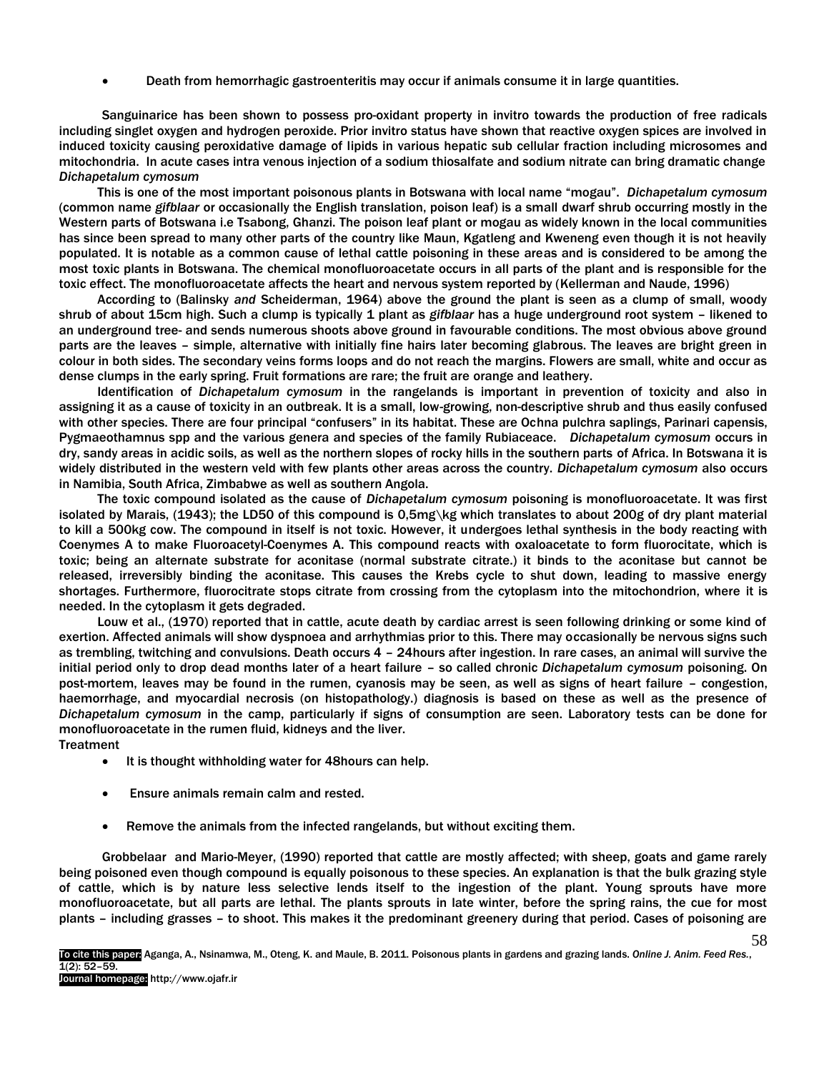- Death from hemorrhagic gastroenteritis may occur if animals consume it in large quantities.

Sanguinarice has been shown to possess pro-oxidant property in invitro towards the production of free radicals including singlet oxygen and hydrogen peroxide. Prior invitro status have shown that reactive oxygen spices are involved in induced toxicity causing peroxidative damage of lipids in various hepatic sub cellular fraction including microsomes and mitochondria. In acute cases intra venous injection of a sodium thiosalfate and sodium nitrate can bring dramatic change

*Dichapetalum cymosum*

This is one of the most important poisonous plants in Botswana with local name "mogau". *Dichapetalum cymosum* (common name *gifblaar* or occasionally the English translation, poison leaf) is a small dwarf shrub occurring mostly in the Western parts of Botswana i.e Tsabong, Ghanzi. The poison leaf plant or mogau as widely known in the local communities has since been spread to many other parts of the country like Maun, Kgatleng and Kweneng even though it is not heavily populated. It is notable as a common cause of lethal cattle poisoning in these areas and is considered to be among the most toxic plants in Botswana. The chemical monofluoroacetate occurs in all parts of the plant and is responsible for the toxic effect. The monofluoroacetate affects the heart and nervous system reported by (Kellerman and Naude, 1996)

According to (Balinsky *and* Scheiderman, 1964) above the ground the plant is seen as a clump of small, woody shrub of about 15cm high. Such a clump is typically 1 plant as *gifblaar* has a huge underground root system – likened to an underground tree- and sends numerous shoots above ground in favourable conditions. The most obvious above ground parts are the leaves – simple, alternative with initially fine hairs later becoming glabrous. The leaves are bright green in colour in both sides. The secondary veins forms loops and do not reach the margins. Flowers are small, white and occur as dense clumps in the early spring. Fruit formations are rare; the fruit are orange and leathery.

Identification of *Dichapetalum cymosum* in the rangelands is important in prevention of toxicity and also in assigning it as a cause of toxicity in an outbreak. It is a small, low-growing, non-descriptive shrub and thus easily confused with other species. There are four principal "confusers" in its habitat. These are Ochna pulchra saplings, Parinari capensis, Pygmaeothamnus spp and the various genera and species of the family Rubiaceace. *Dichapetalum cymosum* occurs in dry, sandy areas in acidic soils, as well as the northern slopes of rocky hills in the southern parts of Africa. In Botswana it is widely distributed in the western veld with few plants other areas across the country. *Dichapetalum cymosum* also occurs in Namibia, South Africa, Zimbabwe as well as southern Angola.

The toxic compound isolated as the cause of *Dichapetalum cymosum* poisoning is monofluoroacetate. It was first isolated by Marais, (1943); the LD50 of this compound is 0,5mg\kg which translates to about 200g of dry plant material to kill a 500kg cow. The compound in itself is not toxic. However, it undergoes lethal synthesis in the body reacting with Coenymes A to make Fluoroacetyl-Coenymes A. This compound reacts with oxaloacetate to form fluorocitate, which is toxic; being an alternate substrate for aconitase (normal substrate citrate.) it binds to the aconitase but cannot be released, irreversibly binding the aconitase. This causes the Krebs cycle to shut down, leading to massive energy shortages. Furthermore, fluorocitrate stops citrate from crossing from the cytoplasm into the mitochondrion, where it is needed. In the cytoplasm it gets degraded.

Louw et al., (1970) reported that in cattle, acute death by cardiac arrest is seen following drinking or some kind of exertion. Affected animals will show dyspnoea and arrhythmias prior to this. There may occasionally be nervous signs such as trembling, twitching and convulsions. Death occurs 4 – 24hours after ingestion. In rare cases, an animal will survive the initial period only to drop dead months later of a heart failure – so called chronic *Dichapetalum cymosum* poisoning. On post-mortem, leaves may be found in the rumen, cyanosis may be seen, as well as signs of heart failure – congestion, haemorrhage, and myocardial necrosis (on histopathology.) diagnosis is based on these as well as the presence of *Dichapetalum cymosum* in the camp, particularly if signs of consumption are seen. Laboratory tests can be done for monofluoroacetate in the rumen fluid, kidneys and the liver.

Treatment

- It is thought withholding water for 48hours can help.
- Ensure animals remain calm and rested.
- Remove the animals from the infected rangelands, but without exciting them.

Grobbelaar and Mario-Meyer, (1990) reported that cattle are mostly affected; with sheep, goats and game rarely being poisoned even though compound is equally poisonous to these species. An explanation is that the bulk grazing style of cattle, which is by nature less selective lends itself to the ingestion of the plant. Young sprouts have more monofluoroacetate, but all parts are lethal. The plants sprouts in late winter, before the spring rains, the cue for most plants – including grasses – to shoot. This makes it the predominant greenery during that period. Cases of poisoning are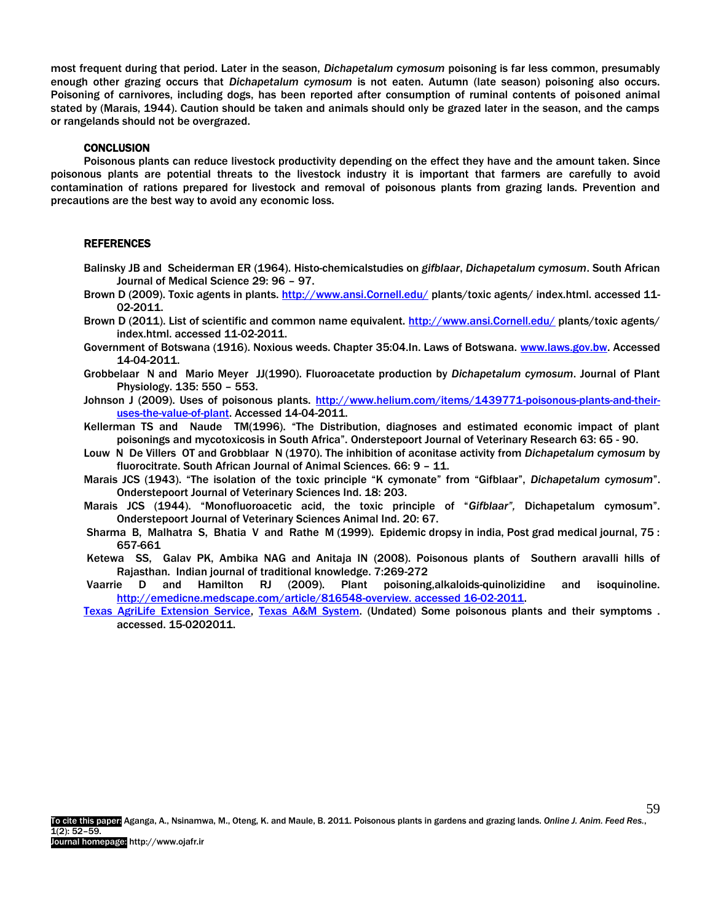most frequent during that period. Later in the season, *Dichapetalum cymosum* poisoning is far less common, presumably enough other grazing occurs that *Dichapetalum cymosum* is not eaten. Autumn (late season) poisoning also occurs. Poisoning of carnivores, including dogs, has been reported after consumption of ruminal contents of poisoned animal stated by (Marais, 1944). Caution should be taken and animals should only be grazed later in the season, and the camps or rangelands should not be overgrazed.

## CONCLUSION

Poisonous plants can reduce livestock productivity depending on the effect they have and the amount taken. Since poisonous plants are potential threats to the livestock industry it is important that farmers are carefully to avoid contamination of rations prepared for livestock and removal of poisonous plants from grazing lands. Prevention and precautions are the best way to avoid any economic loss.

## REFERENCES

Balinsky JB and Scheiderman ER (1964). Histo-chemicalstudies on *gifblaar*, *Dichapetalum cymosum*. South African Journal of Medical Science 29: 96 – 97.

Brown D (2009). Toxic agents in plants. http://www.ansi.Cornell.edu/ plants/toxic agents/ index.html. accessed 11-02-2011.

Brown D (2011). List of scientific and common name equivalent. http://www.ansi.Cornell.edu/ plants/toxic agents/ index.html. accessed 11-02-2011.

Government of Botswana (1916). Noxious weeds. Chapter 35:04.In. Laws of Botswana. www.laws.gov.bw. Accessed 14-04-2011.

Grobbelaar N and Mario Meyer JJ(1990). Fluoroacetate production by *Dichapetalum cymosum*. Journal of Plant Physiology. 135: 550 – 553.

Johnson J (2009). Uses of poisonous plants. http://www.helium.com/items/1439771-poisonous-plants-and-their-uses-the-value-of-plant. Accessed 14-04-2011.

Kellerman TS and Naude TM(1996). "The Distribution, diagnoses and estimated economic impact of plant poisonings and mycotoxicosis in South Africa". Onderstepoort Journal of Veterinary Research 63: 65 - 90.

Louw N De Villers OT and Grobblaar N (1970). The inhibition of aconitase activity from *Dichapetalum cymosum* by fluorocitrate. South African Journal of Animal Sciences. 66: 9 – 11.

Marais JCS (1943). "The isolation of the toxic principle "K cymonate" from "Gifblaar", *Dichapetalum cymosum*". Onderstepoort Journal of Veterinary Sciences Ind. 18: 203.

Marais JCS (1944). "Monofluoroacetic acid, the toxic principle of "*Gifblaar",* Dichapetalum cymosum". Onderstepoort Journal of Veterinary Sciences Animal Ind. 20: 67.

Sharma B, Malhatra S, Bhatia V and Rathe M (1999). Epidemic dropsy in india, Post grad medical journal, 75 : 657-661

Ketewa SS, Galav PK, Ambika NAG and Anitaja IN (2008). Poisonous plants of Southern aravalli hills of Rajasthan. Indian journal of traditional knowledge. 7:269-272

Vaarrie D and Hamilton RJ (2009). Plant poisoning,alkaloids-quinolizidine and isoquinoline. http://emedicne.medscape.com/article/816548-overview. accessed 16-02-2011.

Texas AgriLife Extension Service, Texas A&M System. (Undated) Some poisonous plants and their symptoms . accessed. 15-0202011.